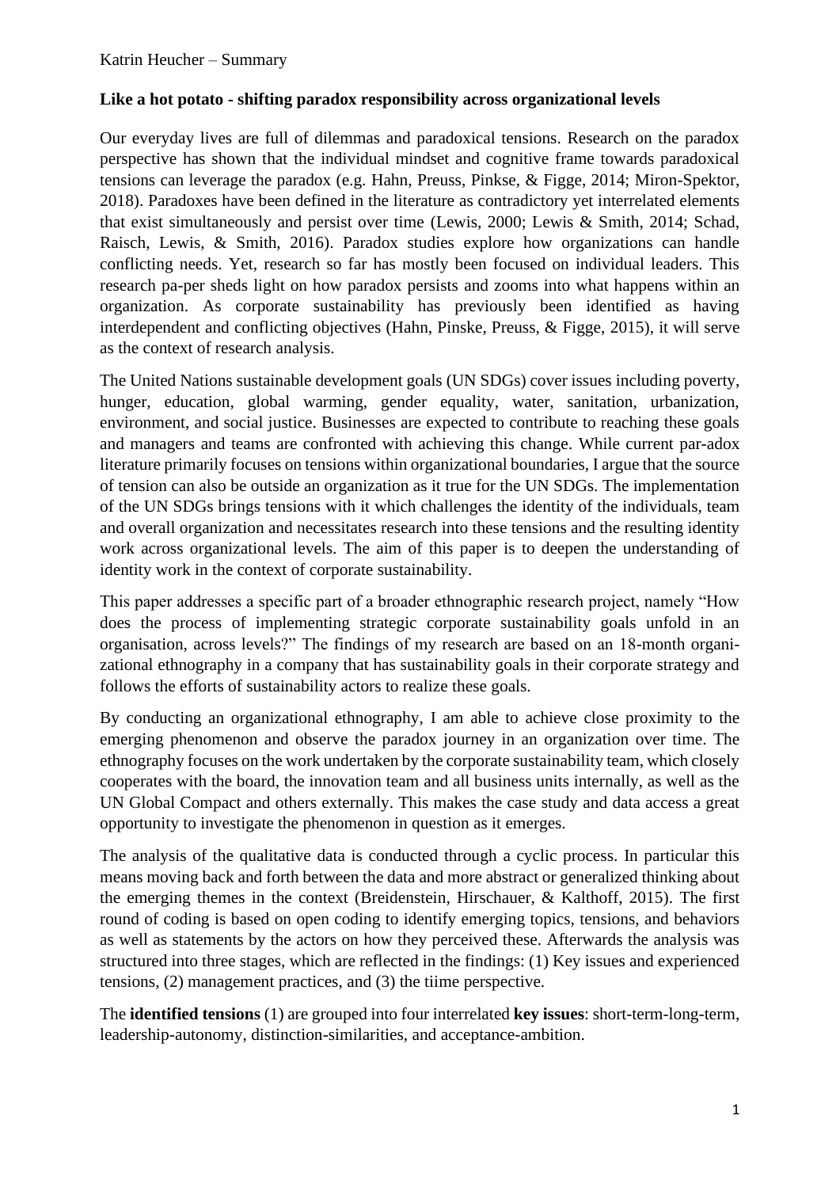Katrin Heucher – Summary

**Like a hot potato - shifting paradox responsibility across organizational levels**

Our everyday lives are full of dilemmas and paradoxical tensions. Research on the paradox perspective has shown that the individual mindset and cognitive frame towards paradoxical tensions can leverage the paradox (e.g. Hahn, Preuss, Pinkse, & Figge, 2014; Miron-Spektor, 2018). Paradoxes have been defined in the literature as contradictory yet interrelated elements that exist simultaneously and persist over time (Lewis, 2000; Lewis & Smith, 2014; Schad, Raisch, Lewis, & Smith, 2016). Paradox studies explore how organizations can handle conflicting needs. Yet, research so far has mostly been focused on individual leaders. This research pa-per sheds light on how paradox persists and zooms into what happens within an organization. As corporate sustainability has previously been identified as having interdependent and conflicting objectives (Hahn, Pinske, Preuss, & Figge, 2015), it will serve as the context of research analysis.

The United Nations sustainable development goals (UN SDGs) cover issues including poverty, hunger, education, global warming, gender equality, water, sanitation, urbanization, environment, and social justice. Businesses are expected to contribute to reaching these goals and managers and teams are confronted with achieving this change. While current par-adox literature primarily focuses on tensions within organizational boundaries, I argue that the source of tension can also be outside an organization as it true for the UN SDGs. The implementation of the UN SDGs brings tensions with it which challenges the identity of the individuals, team and overall organization and necessitates research into these tensions and the resulting identity work across organizational levels. The aim of this paper is to deepen the understanding of identity work in the context of corporate sustainability.

This paper addresses a specific part of a broader ethnographic research project, namely "How does the process of implementing strategic corporate sustainability goals unfold in an organisation, across levels?" The findings of my research are based on an 18-month organi-zational ethnography in a company that has sustainability goals in their corporate strategy and follows the efforts of sustainability actors to realize these goals.

By conducting an organizational ethnography, I am able to achieve close proximity to the emerging phenomenon and observe the paradox journey in an organization over time. The ethnography focuses on the work undertaken by the corporate sustainability team, which closely cooperates with the board, the innovation team and all business units internally, as well as the UN Global Compact and others externally. This makes the case study and data access a great opportunity to investigate the phenomenon in question as it emerges.

The analysis of the qualitative data is conducted through a cyclic process. In particular this means moving back and forth between the data and more abstract or generalized thinking about the emerging themes in the context (Breidenstein, Hirschauer, & Kalthoff, 2015). The first round of coding is based on open coding to identify emerging topics, tensions, and behaviors as well as statements by the actors on how they perceived these. Afterwards the analysis was structured into three stages, which are reflected in the findings: (1) Key issues and experienced tensions, (2) management practices, and (3) the tiime perspective.

The **identified tensions** (1) are grouped into four interrelated **key issues**: short-term-long-term, leadership-autonomy, distinction-similarities, and acceptance-ambition.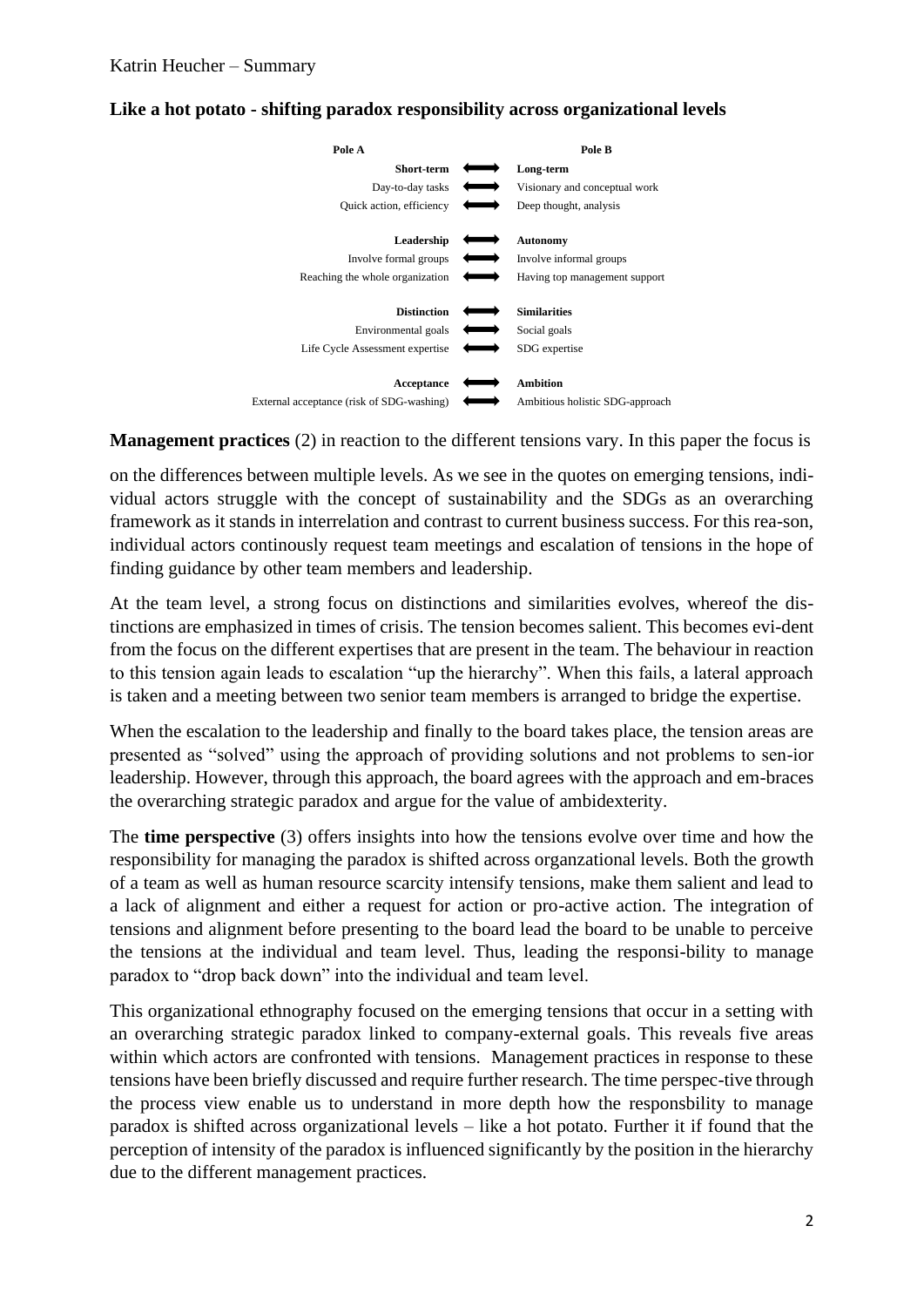## Like a hot potato - shifting paradox responsibility across organizational levels

| Pole A | | Pole B |
|---|---|---|
| **Short-term** | ⟷ | **Long-term** |
| Day-to-day tasks | ⟷ | Visionary and conceptual work |
| Quick action, efficiency | ⟷ | Deep thought, analysis |
| **Leadership** | ⟷ | **Autonomy** |
| Involve formal groups | ⟷ | Involve informal groups |
| Reaching the whole organization | ⟷ | Having top management support |
| **Distinction** | ⟷ | **Similarities** |
| Environmental goals | ⟷ | Social goals |
| Life Cycle Assessment expertise | ⟷ | SDG expertise |
| **Acceptance** | ⟷ | **Ambition** |
| External acceptance (risk of SDG-washing) | ⟷ | Ambitious holistic SDG-approach |

**Management practices** (2) in reaction to the different tensions vary. In this paper the focus is on the differences between multiple levels. As we see in the quotes on emerging tensions, individual actors struggle with the concept of sustainability and the SDGs as an overarching framework as it stands in interrelation and contrast to current business success. For this rea-son, individual actors continously request team meetings and escalation of tensions in the hope of finding guidance by other team members and leadership.

At the team level, a strong focus on distinctions and similarities evolves, whereof the distinctions are emphasized in times of crisis. The tension becomes salient. This becomes evi-dent from the focus on the different expertises that are present in the team. The behaviour in reaction to this tension again leads to escalation "up the hierarchy". When this fails, a lateral approach is taken and a meeting between two senior team members is arranged to bridge the expertise.

When the escalation to the leadership and finally to the board takes place, the tension areas are presented as "solved" using the approach of providing solutions and not problems to sen-ior leadership. However, through this approach, the board agrees with the approach and em-braces the overarching strategic paradox and argue for the value of ambidexterity.

The **time perspective** (3) offers insights into how the tensions evolve over time and how the responsibility for managing the paradox is shifted across organzational levels. Both the growth of a team as well as human resource scarcity intensify tensions, make them salient and lead to a lack of alignment and either a request for action or pro-active action. The integration of tensions and alignment before presenting to the board lead the board to be unable to perceive the tensions at the individual and team level. Thus, leading the responsi-bility to manage paradox to "drop back down" into the individual and team level.

This organizational ethnography focused on the emerging tensions that occur in a setting with an overarching strategic paradox linked to company-external goals. This reveals five areas within which actors are confronted with tensions. Management practices in response to these tensions have been briefly discussed and require further research. The time perspec-tive through the process view enable us to understand in more depth how the responsbility to manage paradox is shifted across organizational levels – like a hot potato. Further it if found that the perception of intensity of the paradox is influenced significantly by the position in the hierarchy due to the different management practices.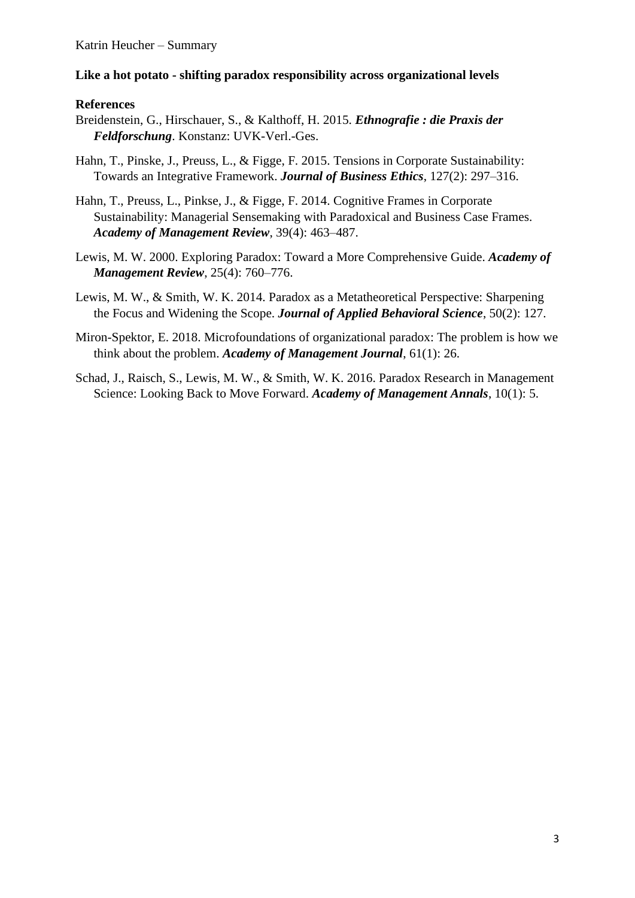**Like a hot potato - shifting paradox responsibility across organizational levels**

**References**

Breidenstein, G., Hirschauer, S., & Kalthoff, H. 2015. ***Ethnografie : die Praxis der Feldforschung***. Konstanz: UVK-Verl.-Ges.

Hahn, T., Pinske, J., Preuss, L., & Figge, F. 2015. Tensions in Corporate Sustainability: Towards an Integrative Framework. ***Journal of Business Ethics***, 127(2): 297–316.

Hahn, T., Preuss, L., Pinkse, J., & Figge, F. 2014. Cognitive Frames in Corporate Sustainability: Managerial Sensemaking with Paradoxical and Business Case Frames. ***Academy of Management Review***, 39(4): 463–487.

Lewis, M. W. 2000. Exploring Paradox: Toward a More Comprehensive Guide. ***Academy of Management Review***, 25(4): 760–776.

Lewis, M. W., & Smith, W. K. 2014. Paradox as a Metatheoretical Perspective: Sharpening the Focus and Widening the Scope. ***Journal of Applied Behavioral Science***, 50(2): 127.

Miron-Spektor, E. 2018. Microfoundations of organizational paradox: The problem is how we think about the problem. ***Academy of Management Journal***, 61(1): 26.

Schad, J., Raisch, S., Lewis, M. W., & Smith, W. K. 2016. Paradox Research in Management Science: Looking Back to Move Forward. ***Academy of Management Annals***, 10(1): 5.